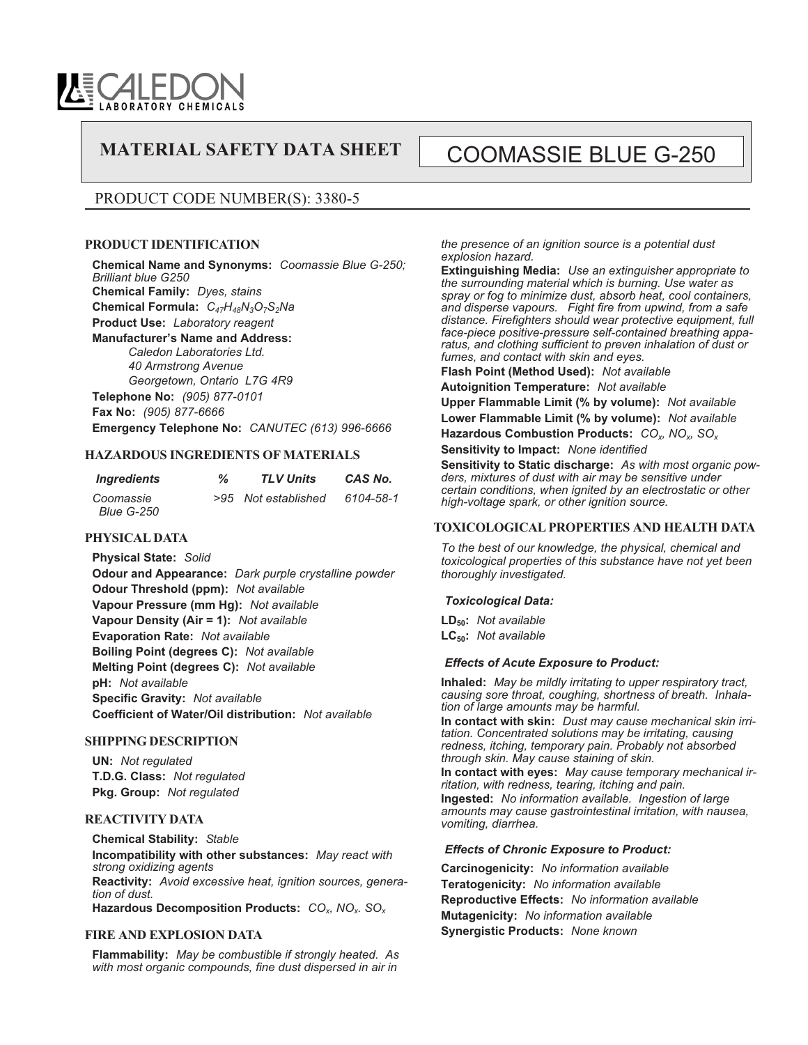CALEDON LABORATORY CHEMICALS

# MATERIAL SAFETY DATA SHEET

# COOMASSIE BLUE G-250

PRODUCT CODE NUMBER(S): 3380-5

## PRODUCT IDENTIFICATION

**Chemical Name and Synonyms:** *Coomassie Blue G-250; Brilliant blue G250*
**Chemical Family:** *Dyes, stains*
**Chemical Formula:** $C_{47}H_{48}N_3O_7S_2Na$
**Product Use:** *Laboratory reagent*
**Manufacturer's Name and Address:**
*Caledon Laboratories Ltd.*
*40 Armstrong Avenue*
*Georgetown, Ontario L7G 4R9*
**Telephone No:** *(905) 877-0101*
**Fax No:** *(905) 877-6666*
**Emergency Telephone No:** *CANUTEC (613) 996-6666*

## HAZARDOUS INGREDIENTS OF MATERIALS

| *Ingredients* | *%* | *TLV Units* | *CAS No.* |
|---|---|---|---|
| *Coomassie Blue G-250* | *>95* | *Not established* | *6104-58-1* |

## PHYSICAL DATA

**Physical State:** *Solid*
**Odour and Appearance:** *Dark purple crystalline powder*
**Odour Threshold (ppm):** *Not available*
**Vapour Pressure (mm Hg):** *Not available*
**Vapour Density (Air = 1):** *Not available*
**Evaporation Rate:** *Not available*
**Boiling Point (degrees C):** *Not available*
**Melting Point (degrees C):** *Not available*
**pH:** *Not available*
**Specific Gravity:** *Not available*
**Coefficient of Water/Oil distribution:** *Not available*

## SHIPPING DESCRIPTION

**UN:** *Not regulated*
**T.D.G. Class:** *Not regulated*
**Pkg. Group:** *Not regulated*

## REACTIVITY DATA

**Chemical Stability:** *Stable*
**Incompatibility with other substances:** *May react with strong oxidizing agents*
**Reactivity:** *Avoid excessive heat, ignition sources, generation of dust.*
**Hazardous Decomposition Products:** $CO_x$, $NO_x$. $SO_x$

## FIRE AND EXPLOSION DATA

**Flammability:** *May be combustible if strongly heated. As with most organic compounds, fine dust dispersed in air in the presence of an ignition source is a potential dust explosion hazard.*
**Extinguishing Media:** *Use an extinguisher appropriate to the surrounding material which is burning. Use water as spray or fog to minimize dust, absorb heat, cool containers, and disperse vapours. Fight fire from upwind, from a safe distance. Firefighters should wear protective equipment, full face-piece positive-pressure self-contained breathing apparatus, and clothing sufficient to preven inhalation of dust or fumes, and contact with skin and eyes.*
**Flash Point (Method Used):** *Not available*
**Autoignition Temperature:** *Not available*
**Upper Flammable Limit (% by volume):** *Not available*
**Lower Flammable Limit (% by volume):** *Not available*
**Hazardous Combustion Products:** $CO_x$, $NO_x$, $SO_x$
**Sensitivity to Impact:** *None identified*
**Sensitivity to Static discharge:** *As with most organic powders, mixtures of dust with air may be sensitive under certain conditions, when ignited by an electrostatic or other high-voltage spark, or other ignition source.*

## TOXICOLOGICAL PROPERTIES AND HEALTH DATA

*To the best of our knowledge, the physical, chemical and toxicological properties of this substance have not yet been thoroughly investigated.*

### *Toxicological Data:*

**$LD_{50}$:** *Not available*
**$LC_{50}$:** *Not available*

### *Effects of Acute Exposure to Product:*

**Inhaled:** *May be mildly irritating to upper respiratory tract, causing sore throat, coughing, shortness of breath. Inhalation of large amounts may be harmful.*
**In contact with skin:** *Dust may cause mechanical skin irritation. Concentrated solutions may be irritating, causing redness, itching, temporary pain. Probably not absorbed through skin. May cause staining of skin.*
**In contact with eyes:** *May cause temporary mechanical irritation, with redness, tearing, itching and pain.*
**Ingested:** *No information available. Ingestion of large amounts may cause gastrointestinal irritation, with nausea, vomiting, diarrhea.*

### *Effects of Chronic Exposure to Product:*

**Carcinogenicity:** *No information available*
**Teratogenicity:** *No information available*
**Reproductive Effects:** *No information available*
**Mutagenicity:** *No information available*
**Synergistic Products:** *None known*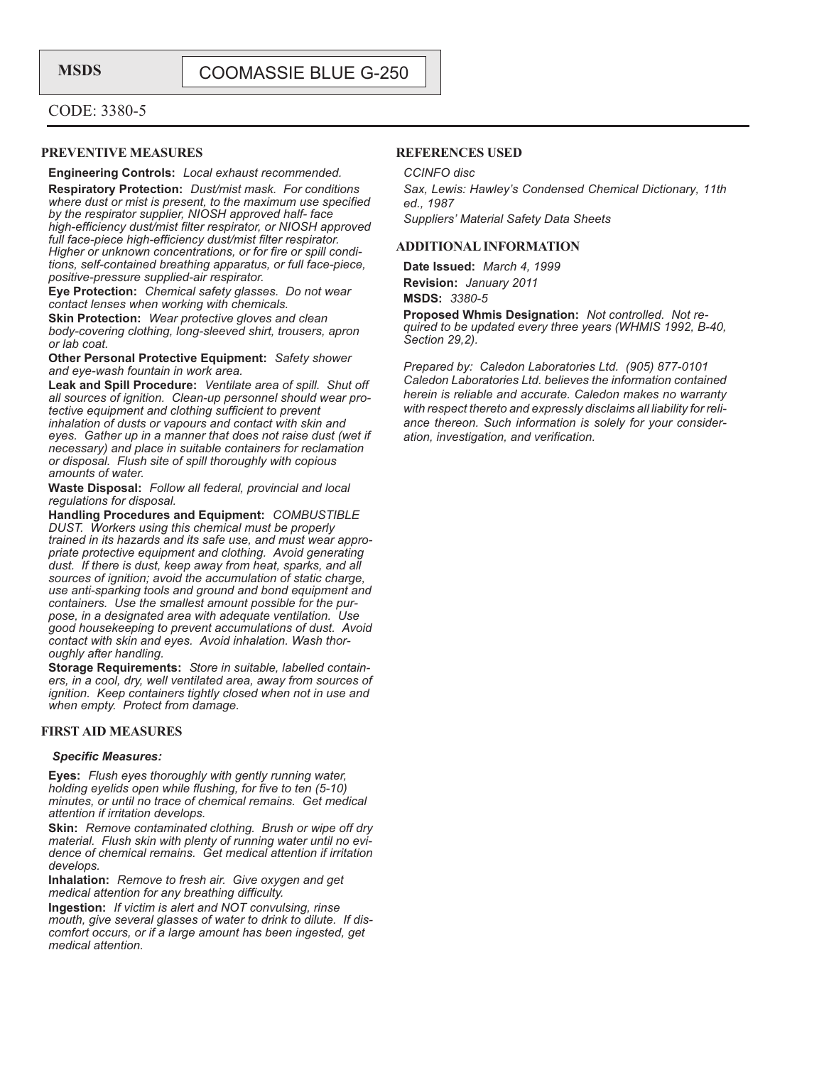**MSDS** | COOMASSIE BLUE G-250

CODE: 3380-5

## PREVENTIVE MEASURES

**Engineering Controls:** *Local exhaust recommended.*

**Respiratory Protection:** *Dust/mist mask. For conditions where dust or mist is present, to the maximum use specified by the respirator supplier, NIOSH approved half- face high-efficiency dust/mist filter respirator, or NIOSH approved full face-piece high-efficiency dust/mist filter respirator. Higher or unknown concentrations, or for fire or spill conditions, self-contained breathing apparatus, or full face-piece, positive-pressure supplied-air respirator.*

**Eye Protection:** *Chemical safety glasses. Do not wear contact lenses when working with chemicals.*

**Skin Protection:** *Wear protective gloves and clean body-covering clothing, long-sleeved shirt, trousers, apron or lab coat.*

**Other Personal Protective Equipment:** *Safety shower and eye-wash fountain in work area.*

**Leak and Spill Procedure:** *Ventilate area of spill. Shut off all sources of ignition. Clean-up personnel should wear protective equipment and clothing sufficient to prevent inhalation of dusts or vapours and contact with skin and eyes. Gather up in a manner that does not raise dust (wet if necessary) and place in suitable containers for reclamation or disposal. Flush site of spill thoroughly with copious amounts of water.*

**Waste Disposal:** *Follow all federal, provincial and local regulations for disposal.*

**Handling Procedures and Equipment:** *COMBUSTIBLE DUST. Workers using this chemical must be properly trained in its hazards and its safe use, and must wear appropriate protective equipment and clothing. Avoid generating dust. If there is dust, keep away from heat, sparks, and all sources of ignition; avoid the accumulation of static charge, use anti-sparking tools and ground and bond equipment and containers. Use the smallest amount possible for the purpose, in a designated area with adequate ventilation. Use good housekeeping to prevent accumulations of dust. Avoid contact with skin and eyes. Avoid inhalation. Wash thoroughly after handling.*

**Storage Requirements:** *Store in suitable, labelled containers, in a cool, dry, well ventilated area, away from sources of ignition. Keep containers tightly closed when not in use and when empty. Protect from damage.*

## FIRST AID MEASURES

***Specific Measures:***

**Eyes:** *Flush eyes thoroughly with gently running water, holding eyelids open while flushing, for five to ten (5-10) minutes, or until no trace of chemical remains. Get medical attention if irritation develops.*

**Skin:** *Remove contaminated clothing. Brush or wipe off dry material. Flush skin with plenty of running water until no evidence of chemical remains. Get medical attention if irritation develops.*

**Inhalation:** *Remove to fresh air. Give oxygen and get medical attention for any breathing difficulty.*

**Ingestion:** *If victim is alert and NOT convulsing, rinse mouth, give several glasses of water to drink to dilute. If discomfort occurs, or if a large amount has been ingested, get medical attention.*

## REFERENCES USED

*CCINFO disc*

*Sax, Lewis: Hawley's Condensed Chemical Dictionary, 11th ed., 1987*

*Suppliers' Material Safety Data Sheets*

## ADDITIONAL INFORMATION

**Date Issued:** *March 4, 1999*

**Revision:** *January 2011*

**MSDS:** *3380-5*

**Proposed Whmis Designation:** *Not controlled. Not required to be updated every three years (WHMIS 1992, B-40, Section 29,2).*

*Prepared by: Caledon Laboratories Ltd. (905) 877-0101 Caledon Laboratories Ltd. believes the information contained herein is reliable and accurate. Caledon makes no warranty with respect thereto and expressly disclaims all liability for reliance thereon. Such information is solely for your consideration, investigation, and verification.*